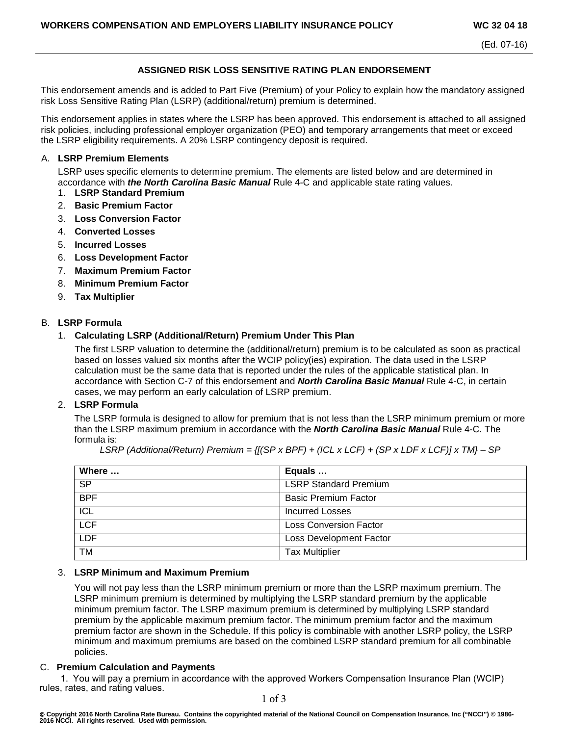# WORKERS COMPENSATION AND EMPLOYERS LIABILITY INSURANCE POLICY

WC 32 04 18

(Ed. 07-16)

## ASSIGNED RISK LOSS SENSITIVE RATING PLAN ENDORSEMENT

This endorsement amends and is added to Part Five (Premium) of your Policy to explain how the mandatory assigned risk Loss Sensitive Rating Plan (LSRP) (additional/return) premium is determined.

This endorsement applies in states where the LSRP has been approved. This endorsement is attached to all assigned risk policies, including professional employer organization (PEO) and temporary arrangements that meet or exceed the LSRP eligibility requirements. A 20% LSRP contingency deposit is required.

### A. LSRP Premium Elements

LSRP uses specific elements to determine premium. The elements are listed below and are determined in accordance with ***the North Carolina Basic Manual*** Rule 4-C and applicable state rating values.

1. **LSRP Standard Premium**
2. **Basic Premium Factor**
3. **Loss Conversion Factor**
4. **Converted Losses**
5. **Incurred Losses**
6. **Loss Development Factor**
7. **Maximum Premium Factor**
8. **Minimum Premium Factor**
9. **Tax Multiplier**

### B. LSRP Formula

1. **Calculating LSRP (Additional/Return) Premium Under This Plan**

   The first LSRP valuation to determine the (additional/return) premium is to be calculated as soon as practical based on losses valued six months after the WCIP policy(ies) expiration. The data used in the LSRP calculation must be the same data that is reported under the rules of the applicable statistical plan. In accordance with Section C-7 of this endorsement and ***North Carolina Basic Manual*** Rule 4-C, in certain cases, we may perform an early calculation of LSRP premium.

2. **LSRP Formula**

   The LSRP formula is designed to allow for premium that is not less than the LSRP minimum premium or more than the LSRP maximum premium in accordance with the ***North Carolina Basic Manual*** Rule 4-C. The formula is:

   *LSRP (Additional/Return) Premium = {[(SP x BPF) + (ICL x LCF) + (SP x LDF x LCF)] x TM} – SP*

| Where … | Equals … |
|---|---|
| SP | LSRP Standard Premium |
| BPF | Basic Premium Factor |
| ICL | Incurred Losses |
| LCF | Loss Conversion Factor |
| LDF | Loss Development Factor |
| TM | Tax Multiplier |

3. **LSRP Minimum and Maximum Premium**

   You will not pay less than the LSRP minimum premium or more than the LSRP maximum premium. The LSRP minimum premium is determined by multiplying the LSRP standard premium by the applicable minimum premium factor. The LSRP maximum premium is determined by multiplying LSRP standard premium by the applicable maximum premium factor. The minimum premium factor and the maximum premium factor are shown in the Schedule. If this policy is combinable with another LSRP policy, the LSRP minimum and maximum premiums are based on the combined LSRP standard premium for all combinable policies.

### C. Premium Calculation and Payments

1. You will pay a premium in accordance with the approved Workers Compensation Insurance Plan (WCIP) rules, rates, and rating values.

© Copyright 2016 North Carolina Rate Bureau. Contains the copyrighted material of the National Council on Compensation Insurance, Inc ("NCCI") © 1986-2016 NCCI. All rights reserved. Used with permission.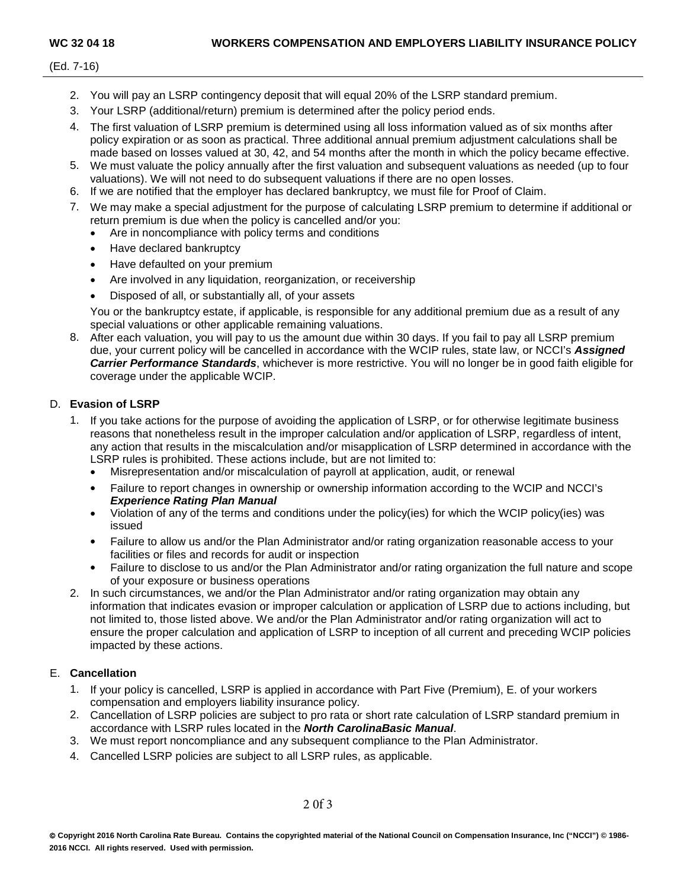2. You will pay an LSRP contingency deposit that will equal 20% of the LSRP standard premium.
3. Your LSRP (additional/return) premium is determined after the policy period ends.
4. The first valuation of LSRP premium is determined using all loss information valued as of six months after policy expiration or as soon as practical. Three additional annual premium adjustment calculations shall be made based on losses valued at 30, 42, and 54 months after the month in which the policy became effective.
5. We must valuate the policy annually after the first valuation and subsequent valuations as needed (up to four valuations). We will not need to do subsequent valuations if there are no open losses.
6. If we are notified that the employer has declared bankruptcy, we must file for Proof of Claim.
7. We may make a special adjustment for the purpose of calculating LSRP premium to determine if additional or return premium is due when the policy is cancelled and/or you:
   - Are in noncompliance with policy terms and conditions
   - Have declared bankruptcy
   - Have defaulted on your premium
   - Are involved in any liquidation, reorganization, or receivership
   - Disposed of all, or substantially all, of your assets

   You or the bankruptcy estate, if applicable, is responsible for any additional premium due as a result of any special valuations or other applicable remaining valuations.
8. After each valuation, you will pay to us the amount due within 30 days. If you fail to pay all LSRP premium due, your current policy will be cancelled in accordance with the WCIP rules, state law, or NCCI's ***Assigned Carrier Performance Standards***, whichever is more restrictive. You will no longer be in good faith eligible for coverage under the applicable WCIP.

D. **Evasion of LSRP**

1. If you take actions for the purpose of avoiding the application of LSRP, or for otherwise legitimate business reasons that nonetheless result in the improper calculation and/or application of LSRP, regardless of intent, any action that results in the miscalculation and/or misapplication of LSRP determined in accordance with the LSRP rules is prohibited. These actions include, but are not limited to:
   - Misrepresentation and/or miscalculation of payroll at application, audit, or renewal
   - Failure to report changes in ownership or ownership information according to the WCIP and NCCI's ***Experience Rating Plan Manual***
   - Violation of any of the terms and conditions under the policy(ies) for which the WCIP policy(ies) was issued
   - Failure to allow us and/or the Plan Administrator and/or rating organization reasonable access to your facilities or files and records for audit or inspection
   - Failure to disclose to us and/or the Plan Administrator and/or rating organization the full nature and scope of your exposure or business operations
2. In such circumstances, we and/or the Plan Administrator and/or rating organization may obtain any information that indicates evasion or improper calculation or application of LSRP due to actions including, but not limited to, those listed above. We and/or the Plan Administrator and/or rating organization will act to ensure the proper calculation and application of LSRP to inception of all current and preceding WCIP policies impacted by these actions.

E. **Cancellation**

1. If your policy is cancelled, LSRP is applied in accordance with Part Five (Premium), E. of your workers compensation and employers liability insurance policy.
2. Cancellation of LSRP policies are subject to pro rata or short rate calculation of LSRP standard premium in accordance with LSRP rules located in the ***North CarolinaBasic Manual***.
3. We must report noncompliance and any subsequent compliance to the Plan Administrator.
4. Cancelled LSRP policies are subject to all LSRP rules, as applicable.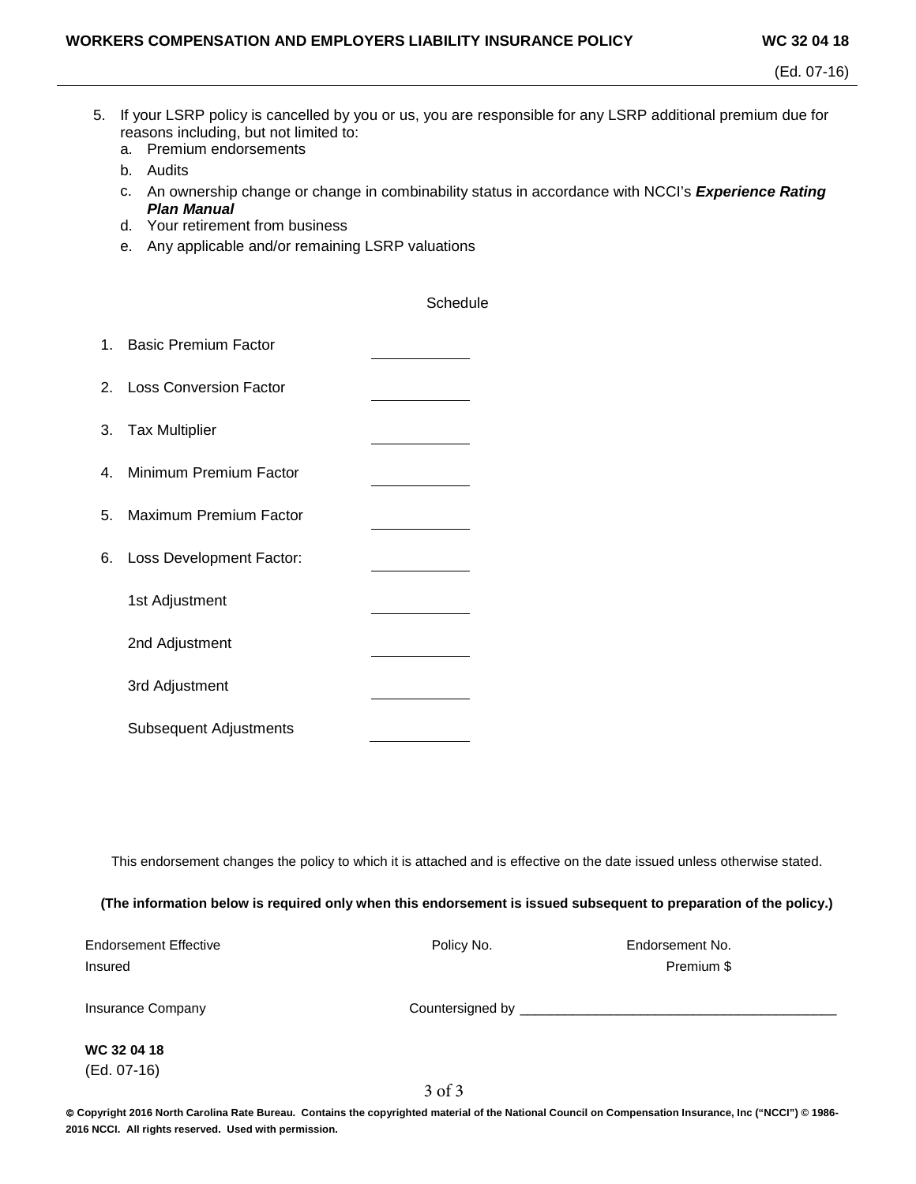5. If your LSRP policy is cancelled by you or us, you are responsible for any LSRP additional premium due for reasons including, but not limited to:
   a. Premium endorsements
   b. Audits
   c. An ownership change or change in combinability status in accordance with NCCI's ***Experience Rating Plan Manual***
   d. Your retirement from business
   e. Any applicable and/or remaining LSRP valuations

Schedule

| | |
|---|---|
| 1. Basic Premium Factor | ____________ |
| 2. Loss Conversion Factor | ____________ |
| 3. Tax Multiplier | ____________ |
| 4. Minimum Premium Factor | ____________ |
| 5. Maximum Premium Factor | ____________ |
| 6. Loss Development Factor: | ____________ |
| 1st Adjustment | ____________ |
| 2nd Adjustment | ____________ |
| 3rd Adjustment | ____________ |
| Subsequent Adjustments | ____________ |

This endorsement changes the policy to which it is attached and is effective on the date issued unless otherwise stated.

**(The information below is required only when this endorsement is issued subsequent to preparation of the policy.)**

Endorsement Effective          Policy No.          Endorsement No.

Insured          Premium $

Insurance Company          Countersigned by ____________________________________________

**WC 32 04 18**
(Ed. 07-16)

© **Copyright 2016 North Carolina Rate Bureau. Contains the copyrighted material of the National Council on Compensation Insurance, Inc ("NCCI") © 1986-2016 NCCI. All rights reserved. Used with permission.**